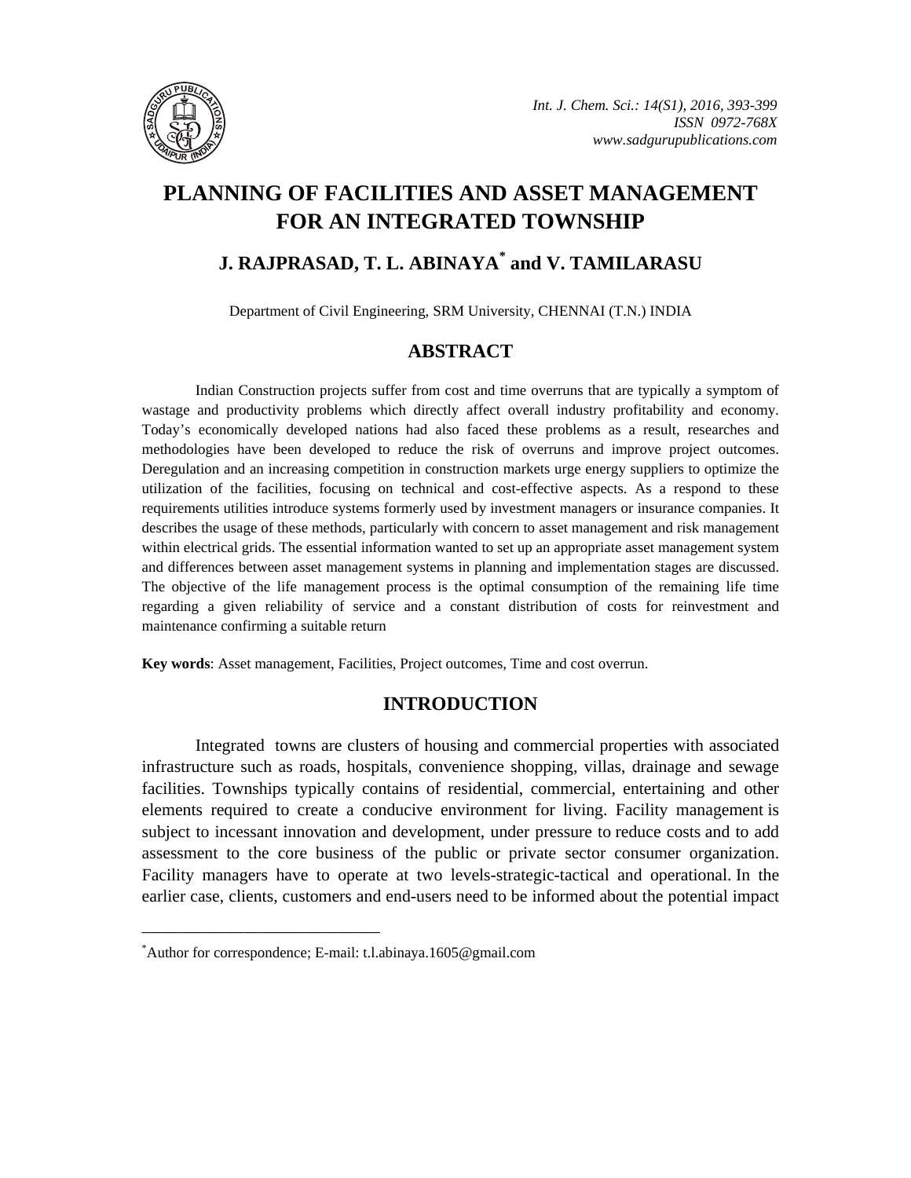# PLANNING OF FACILITIES AND ASSET MANAGEMENT FOR AN INTEGRATED TOWNSHIP

## J. RAJPRASAD, T. L. ABINAYA* and V. TAMILARASU

Department of Civil Engineering, SRM University, CHENNAI (T.N.) INDIA

## ABSTRACT

Indian Construction projects suffer from cost and time overruns that are typically a symptom of wastage and productivity problems which directly affect overall industry profitability and economy. Today's economically developed nations had also faced these problems as a result, researches and methodologies have been developed to reduce the risk of overruns and improve project outcomes. Deregulation and an increasing competition in construction markets urge energy suppliers to optimize the utilization of the facilities, focusing on technical and cost-effective aspects. As a respond to these requirements utilities introduce systems formerly used by investment managers or insurance companies. It describes the usage of these methods, particularly with concern to asset management and risk management within electrical grids. The essential information wanted to set up an appropriate asset management system and differences between asset management systems in planning and implementation stages are discussed. The objective of the life management process is the optimal consumption of the remaining life time regarding a given reliability of service and a constant distribution of costs for reinvestment and maintenance confirming a suitable return

**Key words**: Asset management, Facilities, Project outcomes, Time and cost overrun.

## INTRODUCTION

Integrated towns are clusters of housing and commercial properties with associated infrastructure such as roads, hospitals, convenience shopping, villas, drainage and sewage facilities. Townships typically contains of residential, commercial, entertaining and other elements required to create a conducive environment for living. Facility management is subject to incessant innovation and development, under pressure to reduce costs and to add assessment to the core business of the public or private sector consumer organization. Facility managers have to operate at two levels-strategic-tactical and operational. In the earlier case, clients, customers and end-users need to be informed about the potential impact

---

*Author for correspondence; E-mail: t.l.abinaya.1605@gmail.com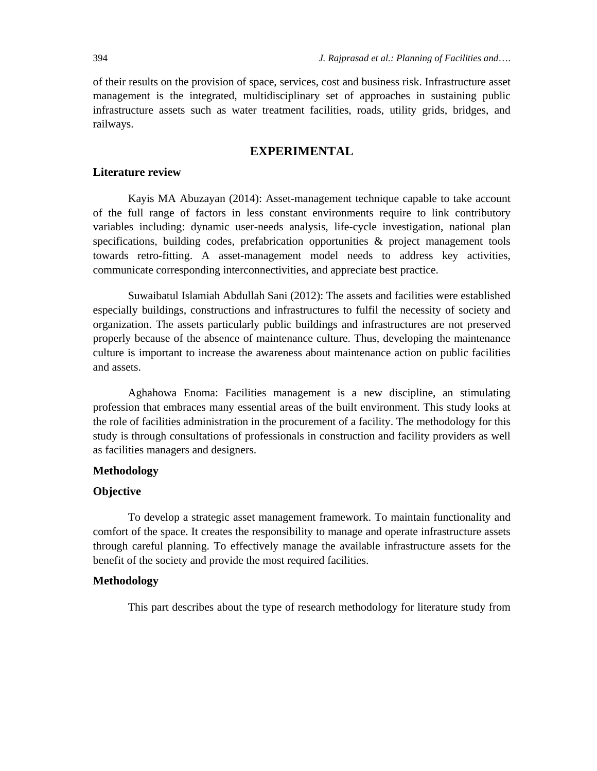of their results on the provision of space, services, cost and business risk. Infrastructure asset management is the integrated, multidisciplinary set of approaches in sustaining public infrastructure assets such as water treatment facilities, roads, utility grids, bridges, and railways.

## EXPERIMENTAL

### Literature review

Kayis MA Abuzayan (2014): Asset-management technique capable to take account of the full range of factors in less constant environments require to link contributory variables including: dynamic user-needs analysis, life-cycle investigation, national plan specifications, building codes, prefabrication opportunities & project management tools towards retro-fitting. A asset-management model needs to address key activities, communicate corresponding interconnectivities, and appreciate best practice.

Suwaibatul Islamiah Abdullah Sani (2012): The assets and facilities were established especially buildings, constructions and infrastructures to fulfil the necessity of society and organization. The assets particularly public buildings and infrastructures are not preserved properly because of the absence of maintenance culture. Thus, developing the maintenance culture is important to increase the awareness about maintenance action on public facilities and assets.

Aghahowa Enoma: Facilities management is a new discipline, an stimulating profession that embraces many essential areas of the built environment. This study looks at the role of facilities administration in the procurement of a facility. The methodology for this study is through consultations of professionals in construction and facility providers as well as facilities managers and designers.

### Methodology

### Objective

To develop a strategic asset management framework. To maintain functionality and comfort of the space. It creates the responsibility to manage and operate infrastructure assets through careful planning. To effectively manage the available infrastructure assets for the benefit of the society and provide the most required facilities.

### Methodology

This part describes about the type of research methodology for literature study from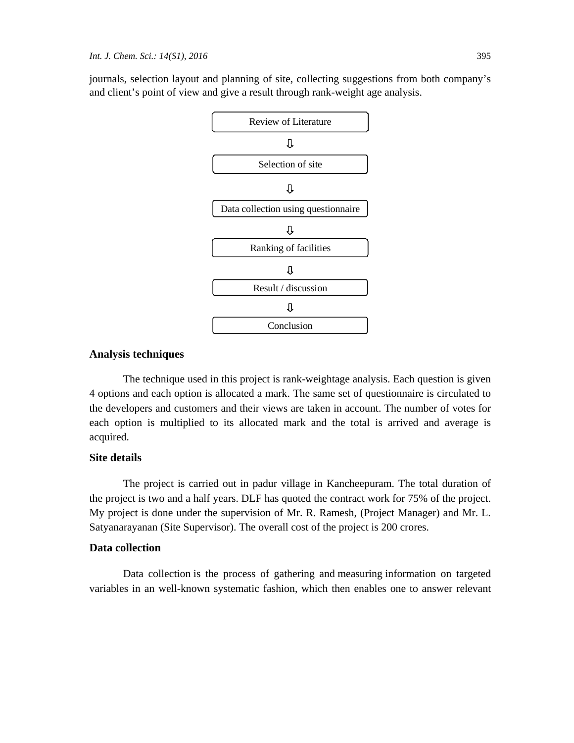journals, selection layout and planning of site, collecting suggestions from both company's and client's point of view and give a result through rank-weight age analysis.

Review of Literature

⇩

Selection of site

⇩

Data collection using questionnaire

⇩

Ranking of facilities

⇩

Result / discussion

⇩

Conclusion

## Analysis techniques

The technique used in this project is rank-weightage analysis. Each question is given 4 options and each option is allocated a mark. The same set of questionnaire is circulated to the developers and customers and their views are taken in account. The number of votes for each option is multiplied to its allocated mark and the total is arrived and average is acquired.

## Site details

The project is carried out in padur village in Kancheepuram. The total duration of the project is two and a half years. DLF has quoted the contract work for 75% of the project. My project is done under the supervision of Mr. R. Ramesh, (Project Manager) and Mr. L. Satyanarayanan (Site Supervisor). The overall cost of the project is 200 crores.

## Data collection

Data collection is the process of gathering and measuring information on targeted variables in an well-known systematic fashion, which then enables one to answer relevant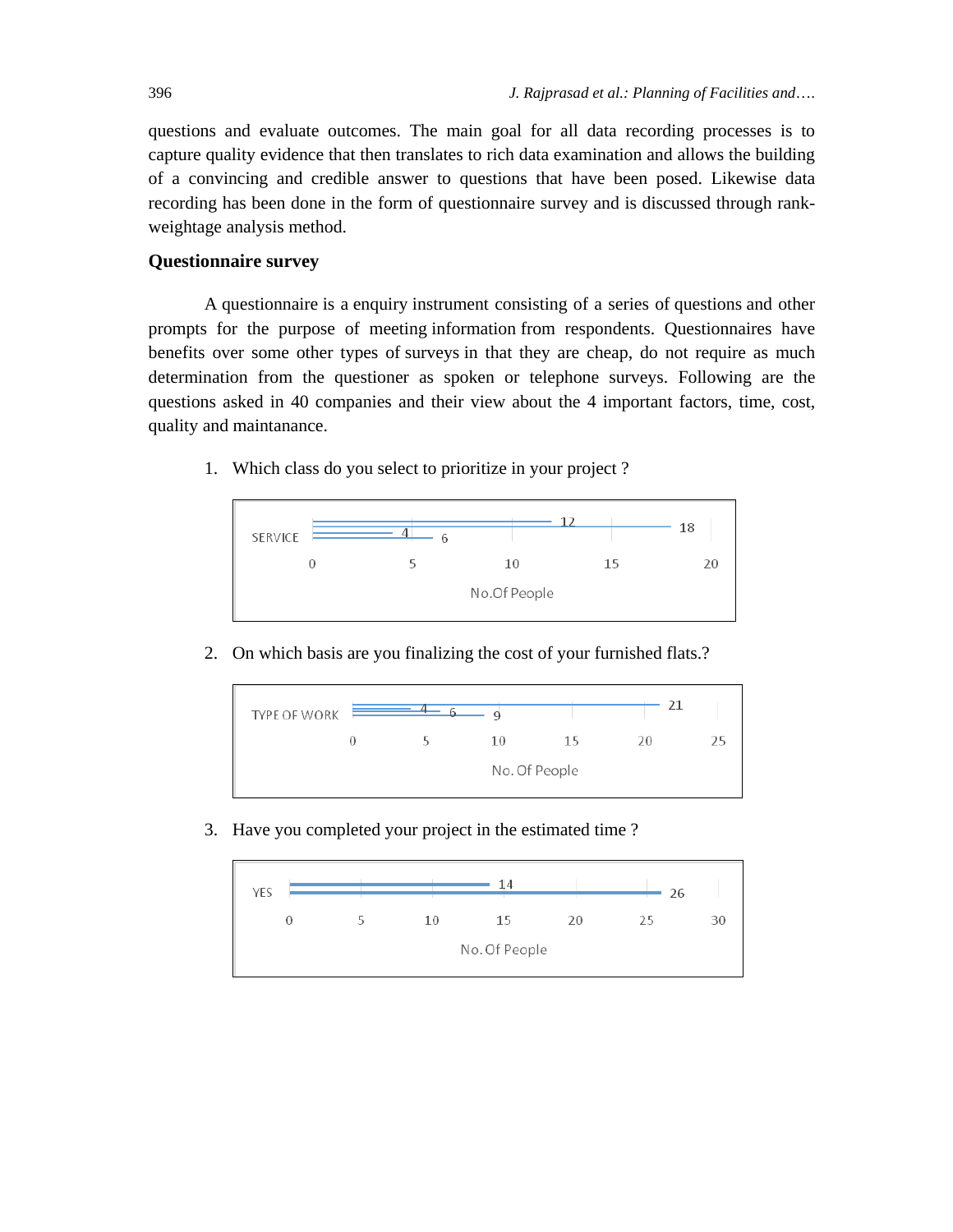questions and evaluate outcomes. The main goal for all data recording processes is to capture quality evidence that then translates to rich data examination and allows the building of a convincing and credible answer to questions that have been posed. Likewise data recording has been done in the form of questionnaire survey and is discussed through rank-weightage analysis method.

### Questionnaire survey

A questionnaire is a enquiry instrument consisting of a series of questions and other prompts for the purpose of meeting information from respondents. Questionnaires have benefits over some other types of surveys in that they are cheap, do not require as much determination from the questioner as spoken or telephone surveys. Following are the questions asked in 40 companies and their view about the 4 important factors, time, cost, quality and maintanance.

1. Which class do you select to prioritize in your project ?

   SERVICE: 12, 18, 4, 6

   0 5 10 15 20

   No.Of People

2. On which basis are you finalizing the cost of your furnished flats.?

   TYPE OF WORK: 21, 4, 6, 9

   0 5 10 15 20 25

   No. Of People

3. Have you completed your project in the estimated time ?

   YES: 14, 26

   0 5 10 15 20 25 30

   No. Of People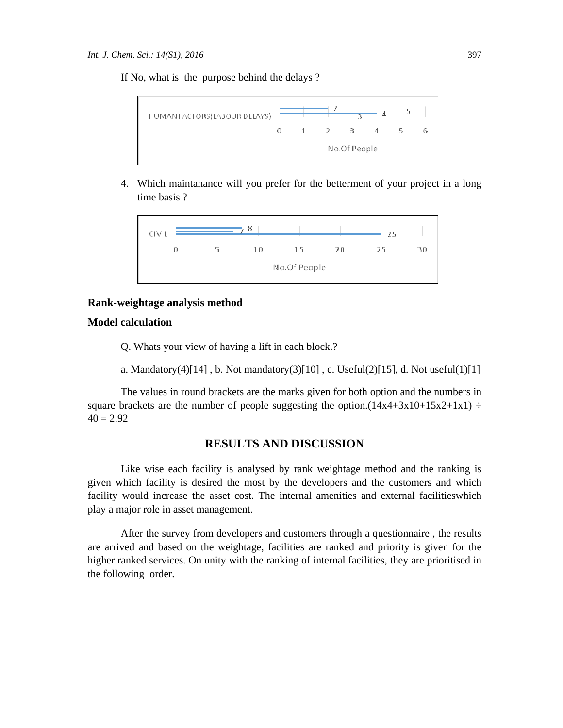If No, what is the purpose behind the delays ?

HUMAN FACTORS(LABOUR DELAYS) 2 3 4 5

0 1 2 3 4 5 6

No.Of People

4. Which maintanance will you prefer for the betterment of your project in a long time basis ?

CIVIL 7 8 25

0 5 10 15 20 25 30

No.Of People

**Rank-weightage analysis method**

**Model calculation**

Q. Whats your view of having a lift in each block.?

a. Mandatory(4)[14] , b. Not mandatory(3)[10] , c. Useful(2)[15], d. Not useful(1)[1]

The values in round brackets are the marks given for both option and the numbers in square brackets are the number of people suggesting the option.(14x4+3x10+15x2+1x1) ÷ 40 = 2.92

## RESULTS AND DISCUSSION

Like wise each facility is analysed by rank weightage method and the ranking is given which facility is desired the most by the developers and the customers and which facility would increase the asset cost. The internal amenities and external facilitieswhich play a major role in asset management.

After the survey from developers and customers through a questionnaire , the results are arrived and based on the weightage, facilities are ranked and priority is given for the higher ranked services. On unity with the ranking of internal facilities, they are prioritised in the following order.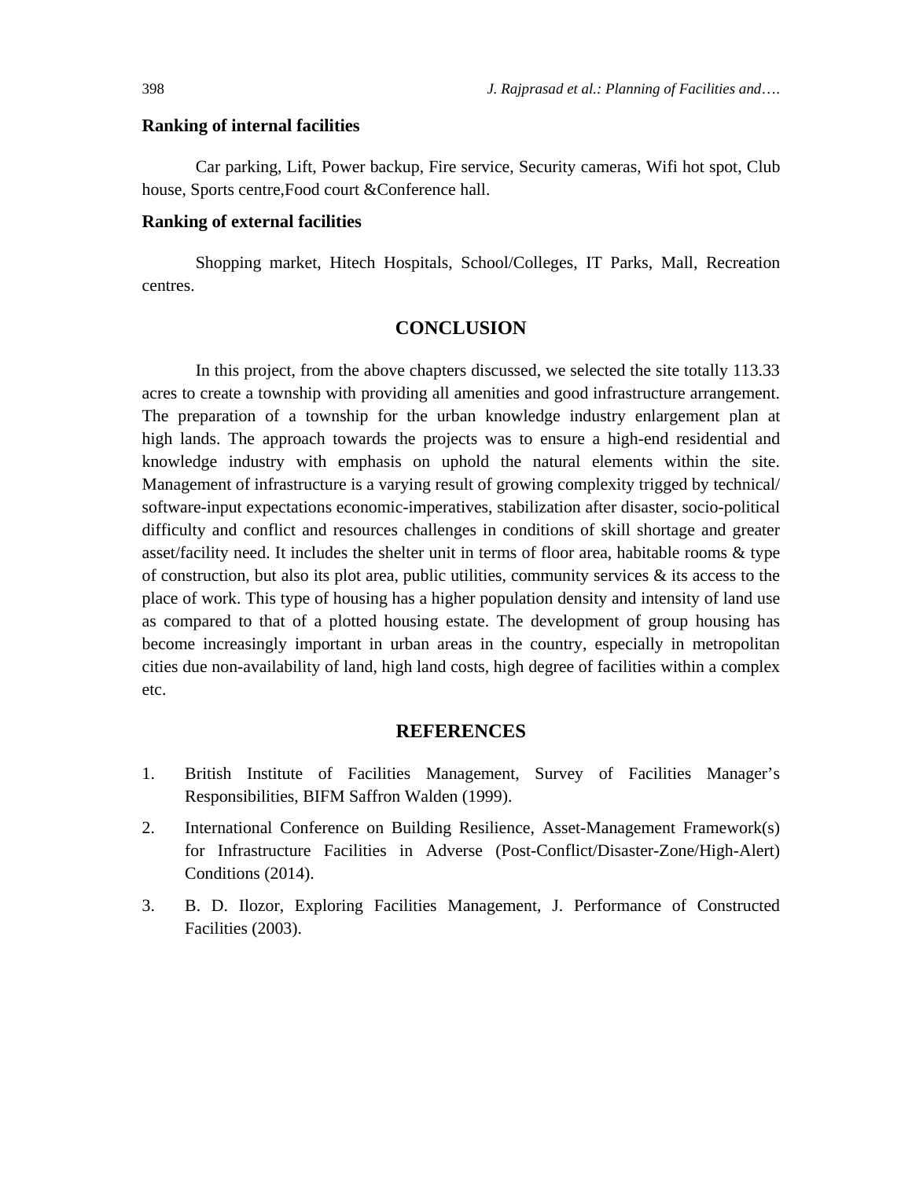### Ranking of internal facilities

Car parking, Lift, Power backup, Fire service, Security cameras, Wifi hot spot, Club house, Sports centre,Food court &Conference hall.

### Ranking of external facilities

Shopping market, Hitech Hospitals, School/Colleges, IT Parks, Mall, Recreation centres.

## CONCLUSION

In this project, from the above chapters discussed, we selected the site totally 113.33 acres to create a township with providing all amenities and good infrastructure arrangement. The preparation of a township for the urban knowledge industry enlargement plan at high lands. The approach towards the projects was to ensure a high-end residential and knowledge industry with emphasis on uphold the natural elements within the site. Management of infrastructure is a varying result of growing complexity trigged by technical/ software-input expectations economic-imperatives, stabilization after disaster, socio-political difficulty and conflict and resources challenges in conditions of skill shortage and greater asset/facility need. It includes the shelter unit in terms of floor area, habitable rooms & type of construction, but also its plot area, public utilities, community services & its access to the place of work. This type of housing has a higher population density and intensity of land use as compared to that of a plotted housing estate. The development of group housing has become increasingly important in urban areas in the country, especially in metropolitan cities due non-availability of land, high land costs, high degree of facilities within a complex etc.

## REFERENCES

1. British Institute of Facilities Management, Survey of Facilities Manager's Responsibilities, BIFM Saffron Walden (1999).
2. International Conference on Building Resilience, Asset-Management Framework(s) for Infrastructure Facilities in Adverse (Post-Conflict/Disaster-Zone/High-Alert) Conditions (2014).
3. B. D. Ilozor, Exploring Facilities Management, J. Performance of Constructed Facilities (2003).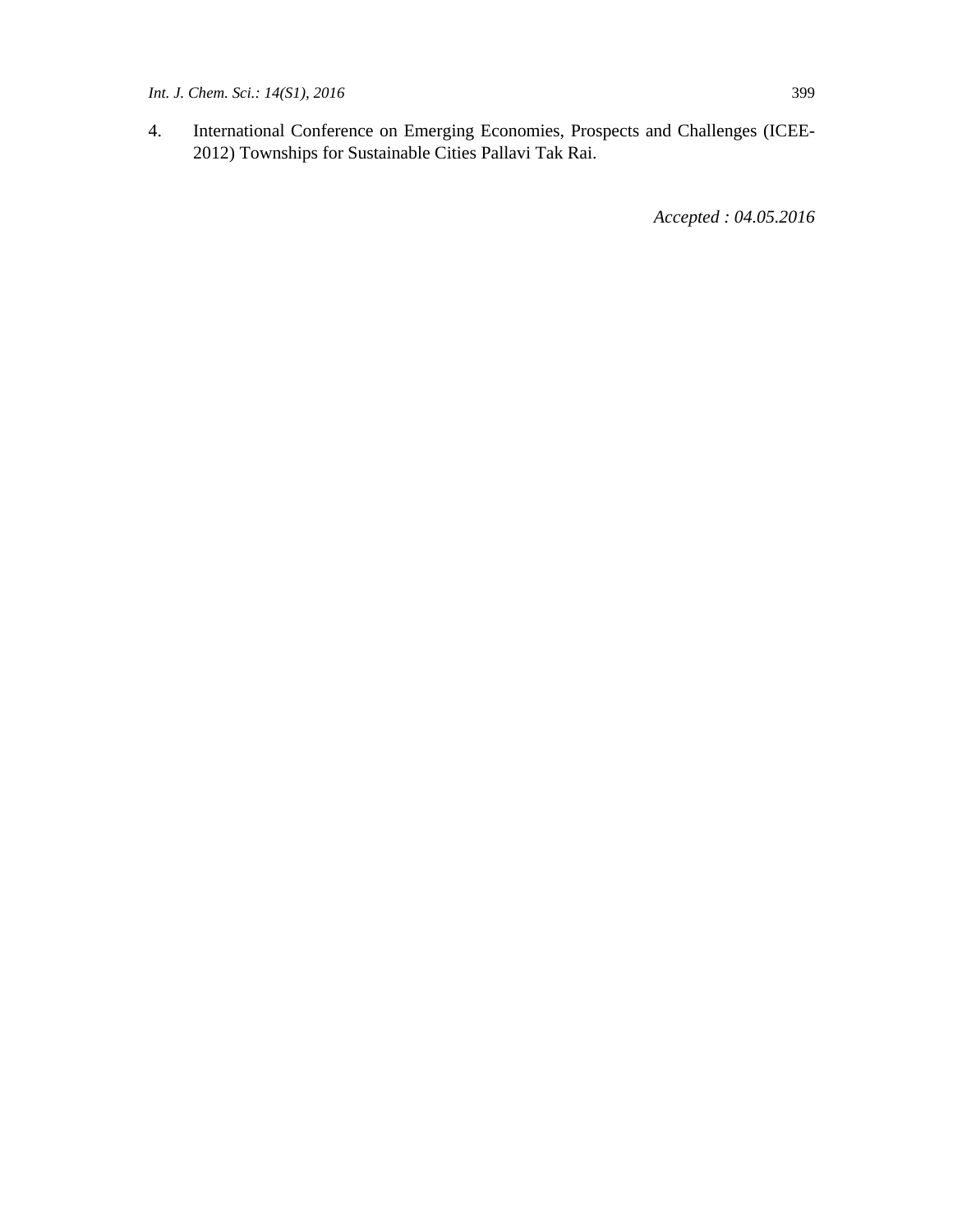4. International Conference on Emerging Economies, Prospects and Challenges (ICEE-2012) Townships for Sustainable Cities Pallavi Tak Rai.

*Accepted : 04.05.2016*